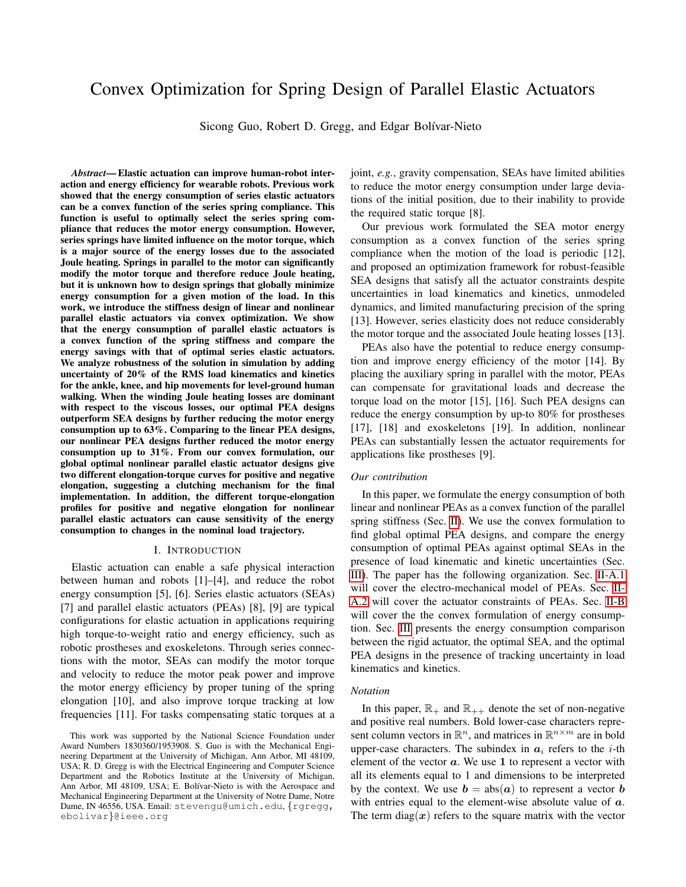# Convex Optimization for Spring Design of Parallel Elastic Actuators

Sicong Guo, Robert D. Gregg, and Edgar Bolívar-Nieto

***Abstract*— Elastic actuation can improve human-robot interaction and energy efficiency for wearable robots. Previous work showed that the energy consumption of series elastic actuators can be a convex function of the series spring compliance. This function is useful to optimally select the series spring compliance that reduces the motor energy consumption. However, series springs have limited influence on the motor torque, which is a major source of the energy losses due to the associated Joule heating. Springs in parallel to the motor can significantly modify the motor torque and therefore reduce Joule heating, but it is unknown how to design springs that globally minimize energy consumption for a given motion of the load. In this work, we introduce the stiffness design of linear and nonlinear parallel elastic actuators via convex optimization. We show that the energy consumption of parallel elastic actuators is a convex function of the spring stiffness and compare the energy savings with that of optimal series elastic actuators. We analyze robustness of the solution in simulation by adding uncertainty of 20% of the RMS load kinematics and kinetics for the ankle, knee, and hip movements for level-ground human walking. When the winding Joule heating losses are dominant with respect to the viscous losses, our optimal PEA designs outperform SEA designs by further reducing the motor energy consumption up to 63%. Comparing to the linear PEA designs, our nonlinear PEA designs further reduced the motor energy consumption up to 31%. From our convex formulation, our global optimal nonlinear parallel elastic actuator designs give two different elongation-torque curves for positive and negative elongation, suggesting a clutching mechanism for the final implementation. In addition, the different torque-elongation profiles for positive and negative elongation for nonlinear parallel elastic actuators can cause sensitivity of the energy consumption to changes in the nominal load trajectory.**

## I. Introduction

Elastic actuation can enable a safe physical interaction between human and robots [1]–[4], and reduce the robot energy consumption [5], [6]. Series elastic actuators (SEAs) [7] and parallel elastic actuators (PEAs) [8], [9] are typical configurations for elastic actuation in applications requiring high torque-to-weight ratio and energy efficiency, such as robotic prostheses and exoskeletons. Through series connections with the motor, SEAs can modify the motor torque and velocity to reduce the motor peak power and improve the motor energy efficiency by proper tuning of the spring elongation [10], and also improve torque tracking at low frequencies [11]. For tasks compensating static torques at a joint, *e.g.*, gravity compensation, SEAs have limited abilities to reduce the motor energy consumption under large deviations of the initial position, due to their inability to provide the required static torque [8].

Our previous work formulated the SEA motor energy consumption as a convex function of the series spring compliance when the motion of the load is periodic [12], and proposed an optimization framework for robust-feasible SEA designs that satisfy all the actuator constraints despite uncertainties in load kinematics and kinetics, unmodeled dynamics, and limited manufacturing precision of the spring [13]. However, series elasticity does not reduce considerably the motor torque and the associated Joule heating losses [13].

PEAs also have the potential to reduce energy consumption and improve energy efficiency of the motor [14]. By placing the auxiliary spring in parallel with the motor, PEAs can compensate for gravitational loads and decrease the torque load on the motor [15], [16]. Such PEA designs can reduce the energy consumption by up-to 80% for prostheses [17], [18] and exoskeletons [19]. In addition, nonlinear PEAs can substantially lessen the actuator requirements for applications like prostheses [9].

### *Our contribution*

In this paper, we formulate the energy consumption of both linear and nonlinear PEAs as a convex function of the parallel spring stiffness (Sec. II). We use the convex formulation to find global optimal PEA designs, and compare the energy consumption of optimal PEAs against optimal SEAs in the presence of load kinematic and kinetic uncertainties (Sec. III). The paper has the following organization. Sec. II-A.1 will cover the electro-mechanical model of PEAs. Sec. II-A.2 will cover the actuator constraints of PEAs. Sec. II-B will cover the the convex formulation of energy consumption. Sec. III presents the energy consumption comparison between the rigid actuator, the optimal SEA, and the optimal PEA designs in the presence of tracking uncertainty in load kinematics and kinetics.

### *Notation*

In this paper, $\mathbb{R}_+$ and $\mathbb{R}_{++}$ denote the set of non-negative and positive real numbers. Bold lower-case characters represent column vectors in $\mathbb{R}^n$, and matrices in $\mathbb{R}^{n\times m}$ are in bold upper-case characters. The subindex in $\boldsymbol{a}_i$ refers to the $i$-th element of the vector $\boldsymbol{a}$. We use $\mathbf{1}$ to represent a vector with all its elements equal to 1 and dimensions to be interpreted by the context. We use $\boldsymbol{b} = \mathrm{abs}(\boldsymbol{a})$ to represent a vector $\boldsymbol{b}$ with entries equal to the element-wise absolute value of $\boldsymbol{a}$. The term $\mathrm{diag}(\boldsymbol{x})$ refers to the square matrix with the vector

This work was supported by the National Science Foundation under Award Numbers 1830360/1953908. S. Guo is with the Mechanical Engineering Department at the University of Michigan, Ann Arbor, MI 48109, USA; R. D. Gregg is with the Electrical Engineering and Computer Science Department and the Robotics Institute at the University of Michigan, Ann Arbor, MI 48109, USA; E. Bolívar-Nieto is with the Aerospace and Mechanical Engineering Department at the University of Notre Dame, Notre Dame, IN 46556, USA. Email: stevengu@umich.edu, {rgregg, ebolivar}@ieee.org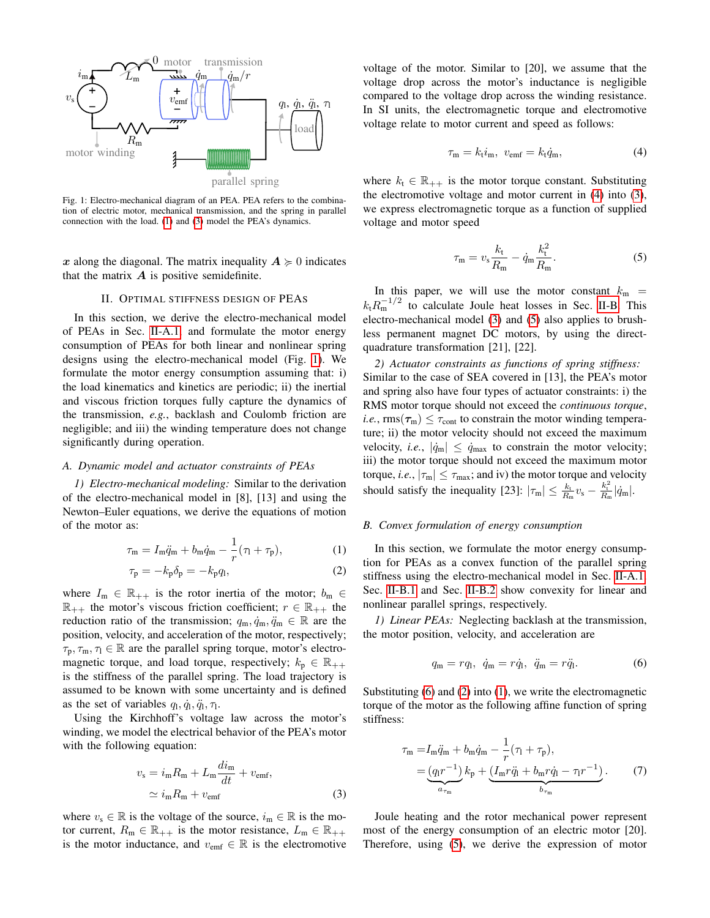Fig. 1: Electro-mechanical diagram of an PEA. PEA refers to the combination of electric motor, mechanical transmission, and the spring in parallel connection with the load. (1) and (3) model the PEA's dynamics.

$\boldsymbol{x}$ along the diagonal. The matrix inequality $\boldsymbol{A} \succcurlyeq 0$ indicates that the matrix $\boldsymbol{A}$ is positive semidefinite.

## II. Optimal Stiffness Design of PEAs

In this section, we derive the electro-mechanical model of PEAs in Sec. II-A.1, and formulate the motor energy consumption of PEAs for both linear and nonlinear spring designs using the electro-mechanical model (Fig. 1). We formulate the motor energy consumption assuming that: i) the load kinematics and kinetics are periodic; ii) the inertial and viscous friction torques fully capture the dynamics of the transmission, *e.g.*, backlash and Coulomb friction are negligible; and iii) the winding temperature does not change significantly during operation.

### A. Dynamic model and actuator constraints of PEAs

*1) Electro-mechanical modeling:* Similar to the derivation of the electro-mechanical model in [8], [13] and using the Newton–Euler equations, we derive the equations of motion of the motor as:

$$\tau_\mathrm{m} = I_\mathrm{m}\ddot{q}_\mathrm{m} + b_\mathrm{m}\dot{q}_\mathrm{m} - \frac{1}{r}(\tau_\mathrm{l} + \tau_\mathrm{p}), \tag{1}$$

$$\tau_\mathrm{p} = -k_\mathrm{p}\delta_\mathrm{p} = -k_\mathrm{p}q_\mathrm{l}, \tag{2}$$

where $I_\mathrm{m} \in \mathbb{R}_{++}$ is the rotor inertia of the motor; $b_\mathrm{m} \in \mathbb{R}_{++}$ the motor's viscous friction coefficient; $r \in \mathbb{R}_{++}$ the reduction ratio of the transmission; $q_\mathrm{m}, \dot{q}_\mathrm{m}, \ddot{q}_\mathrm{m} \in \mathbb{R}$ are the position, velocity, and acceleration of the motor, respectively; $\tau_\mathrm{p}, \tau_\mathrm{m}, \tau_\mathrm{l} \in \mathbb{R}$ are the parallel spring torque, motor's electromagnetic torque, and load torque, respectively; $k_\mathrm{p} \in \mathbb{R}_{++}$ is the stiffness of the parallel spring. The load trajectory is assumed to be known with some uncertainty and is defined as the set of variables $q_\mathrm{l}, \dot{q}_\mathrm{l}, \ddot{q}_\mathrm{l}, \tau_\mathrm{l}$.

Using the Kirchhoff's voltage law across the motor's winding, we model the electrical behavior of the PEA's motor with the following equation:

$$\begin{aligned} v_\mathrm{s} &= i_\mathrm{m}R_\mathrm{m} + L_\mathrm{m}\frac{di_\mathrm{m}}{dt} + v_\mathrm{emf}, \\ &\simeq i_\mathrm{m}R_\mathrm{m} + v_\mathrm{emf} \end{aligned} \tag{3}$$

where $v_\mathrm{s} \in \mathbb{R}$ is the voltage of the source, $i_\mathrm{m} \in \mathbb{R}$ is the motor current, $R_\mathrm{m} \in \mathbb{R}_{++}$ is the motor resistance, $L_\mathrm{m} \in \mathbb{R}_{++}$ is the motor inductance, and $v_\mathrm{emf} \in \mathbb{R}$ is the electromotive voltage of the motor. Similar to [20], we assume that the voltage drop across the motor's inductance is negligible compared to the voltage drop across the winding resistance. In SI units, the electromagnetic torque and electromotive voltage relate to motor current and speed as follows:

$$\tau_\mathrm{m} = k_\mathrm{t} i_\mathrm{m}, \;\; v_\mathrm{emf} = k_\mathrm{t}\dot{q}_\mathrm{m}, \tag{4}$$

where $k_\mathrm{t} \in \mathbb{R}_{++}$ is the motor torque constant. Substituting the electromotive voltage and motor current in (4) into (3), we express electromagnetic torque as a function of supplied voltage and motor speed

$$\tau_\mathrm{m} = v_\mathrm{s}\frac{k_\mathrm{t}}{R_\mathrm{m}} - \dot{q}_\mathrm{m}\frac{k_\mathrm{t}^2}{R_\mathrm{m}}. \tag{5}$$

In this paper, we will use the motor constant $k_\mathrm{m} = k_\mathrm{t}R_\mathrm{m}^{-1/2}$ to calculate Joule heat losses in Sec. II-B. This electro-mechanical model (3) and (5) also applies to brushless permanent magnet DC motors, by using the direct-quadrature transformation [21], [22].

*2) Actuator constraints as functions of spring stiffness:* Similar to the case of SEA covered in [13], the PEA's motor and spring also have four types of actuator constraints: i) the RMS motor torque should not exceed the *continuous torque*, *i.e.*, $\mathrm{rms}(\boldsymbol{\tau}_\mathrm{m}) \leq \tau_\mathrm{cont}$ to constrain the motor winding temperature; ii) the motor velocity should not exceed the maximum velocity, *i.e.*, $|\dot{q}_\mathrm{m}| \leq \dot{q}_\mathrm{max}$ to constrain the motor velocity; iii) the motor torque should not exceed the maximum motor torque, *i.e.*, $|\tau_\mathrm{m}| \leq \tau_\mathrm{max}$; and iv) the motor torque and velocity should satisfy the inequality [23]: $|\tau_\mathrm{m}| \leq \frac{k_\mathrm{t}}{R_\mathrm{m}}v_\mathrm{s} - \frac{k_\mathrm{t}^2}{R_\mathrm{m}}|\dot{q}_\mathrm{m}|$.

### B. Convex formulation of energy consumption

In this section, we formulate the motor energy consumption for PEAs as a convex function of the parallel spring stiffness using the electro-mechanical model in Sec. II-A.1. Sec. II-B.1 and Sec. II-B.2 show convexity for linear and nonlinear parallel springs, respectively.

*1) Linear PEAs:* Neglecting backlash at the transmission, the motor position, velocity, and acceleration are

$$q_\mathrm{m} = rq_\mathrm{l}, \;\; \dot{q}_\mathrm{m} = r\dot{q}_\mathrm{l}, \;\; \ddot{q}_\mathrm{m} = r\ddot{q}_\mathrm{l}. \tag{6}$$

Substituting (6) and (2) into (1), we write the electromagnetic torque of the motor as the following affine function of spring stiffness:

$$\begin{aligned} \tau_\mathrm{m} &= I_\mathrm{m}\ddot{q}_\mathrm{m} + b_\mathrm{m}\dot{q}_\mathrm{m} - \frac{1}{r}(\tau_\mathrm{l} + \tau_\mathrm{p}), \\ &= \underbrace{(q_\mathrm{l}r^{-1})}_{a_{\tau_\mathrm{m}}} k_\mathrm{p} + \underbrace{(I_\mathrm{m}r\ddot{q}_\mathrm{l} + b_\mathrm{m}r\dot{q}_\mathrm{l} - \tau_\mathrm{l}r^{-1})}_{b_{\tau_\mathrm{m}}}. \end{aligned} \tag{7}$$

Joule heating and the rotor mechanical power represent most of the energy consumption of an electric motor [20]. Therefore, using (5), we derive the expression of motor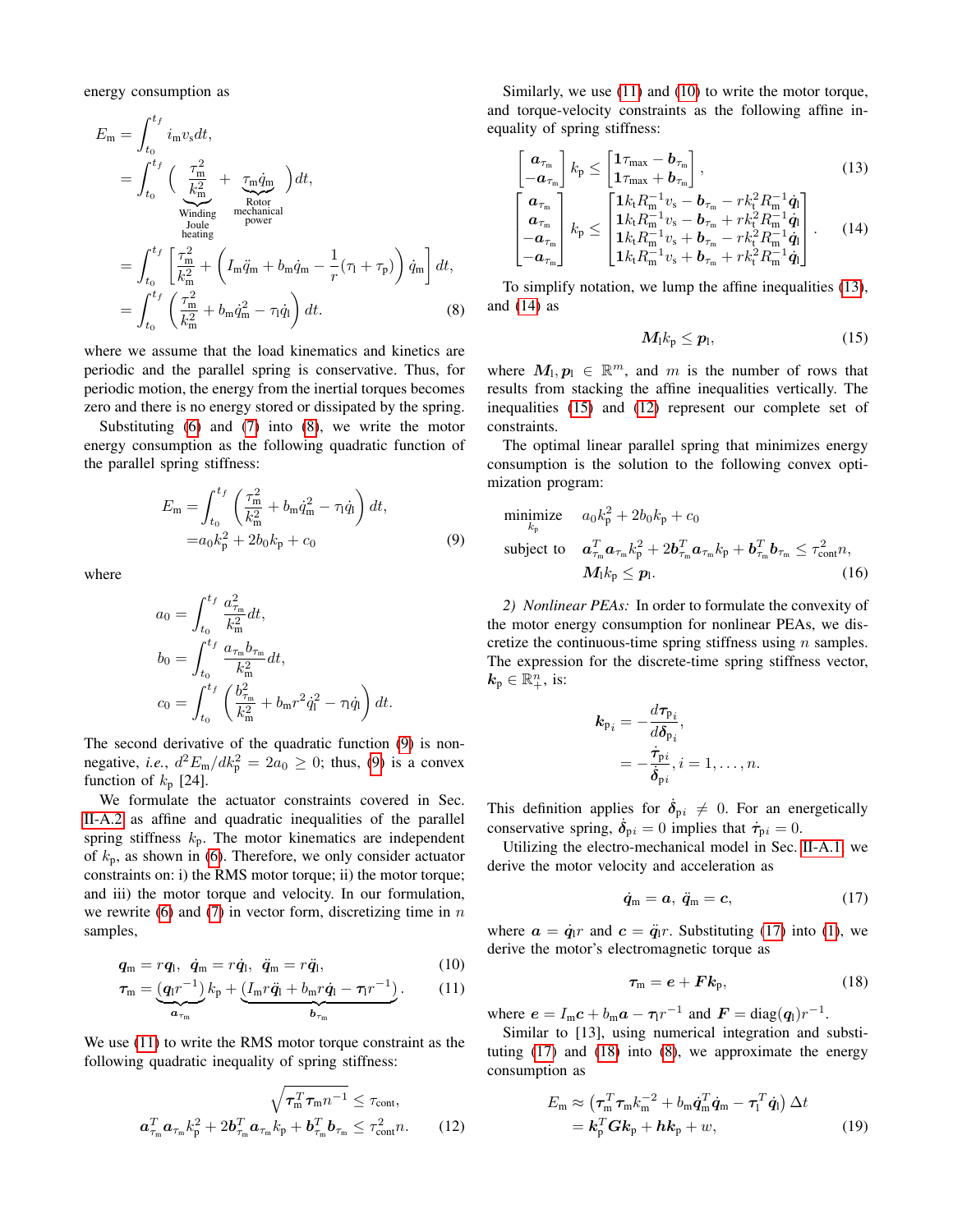energy consumption as

$$
\begin{aligned}
E_{\text{m}} &= \int_{t_0}^{t_f} i_{\text{m}} v_{\text{s}} dt, \\
&= \int_{t_0}^{t_f} \Big( \underbrace{\frac{\tau_{\text{m}}^2}{k_{\text{m}}^2}}_{\substack{\text{Winding}\\ \text{Joule}\\ \text{heating}}} + \underbrace{\tau_{\text{m}}\dot{q}_{\text{m}}}_{\substack{\text{Rotor}\\ \text{mechanical}\\ \text{power}}} \Big) dt, \\
&= \int_{t_0}^{t_f} \left[ \frac{\tau_{\text{m}}^2}{k_{\text{m}}^2} + \left( I_{\text{m}}\ddot{q}_{\text{m}} + b_{\text{m}}\dot{q}_{\text{m}} - \frac{1}{r}(\tau_{\text{l}} + \tau_{\text{p}}) \right) \dot{q}_{\text{m}} \right] dt, \\
&= \int_{t_0}^{t_f} \left( \frac{\tau_{\text{m}}^2}{k_{\text{m}}^2} + b_{\text{m}}\dot{q}_{\text{m}}^2 - \tau_{\text{l}}\dot{q}_{\text{l}} \right) dt. \qquad (8)
\end{aligned}
$$

where we assume that the load kinematics and kinetics are periodic and the parallel spring is conservative. Thus, for periodic motion, the energy from the inertial torques becomes zero and there is no energy stored or dissipated by the spring.

Substituting (6) and (7) into (8), we write the motor energy consumption as the following quadratic function of the parallel spring stiffness:

$$
\begin{aligned}
E_{\text{m}} &= \int_{t_0}^{t_f} \left( \frac{\tau_{\text{m}}^2}{k_{\text{m}}^2} + b_{\text{m}}\dot{q}_{\text{m}}^2 - \tau_{\text{l}}\dot{q}_{\text{l}} \right) dt, \\
&= a_0 k_{\text{p}}^2 + 2b_0 k_{\text{p}} + c_0 \qquad (9)
\end{aligned}
$$

where

$$
\begin{aligned}
a_0 &= \int_{t_0}^{t_f} \frac{a_{\tau_{\text{m}}}^2}{k_{\text{m}}^2} dt, \\
b_0 &= \int_{t_0}^{t_f} \frac{a_{\tau_{\text{m}}} b_{\tau_{\text{m}}}}{k_{\text{m}}^2} dt, \\
c_0 &= \int_{t_0}^{t_f} \left( \frac{b_{\tau_{\text{m}}}^2}{k_{\text{m}}^2} + b_{\text{m}} r^2 \dot{q}_{\text{l}}^2 - \tau_{\text{l}}\dot{q}_{\text{l}} \right) dt.
\end{aligned}
$$

The second derivative of the quadratic function (9) is non-negative, *i.e.*, $d^2E_{\text{m}}/dk_{\text{p}}^2 = 2a_0 \geq 0$; thus, (9) is a convex function of $k_{\text{p}}$ [24].

We formulate the actuator constraints covered in Sec. II-A.2 as affine and quadratic inequalities of the parallel spring stiffness $k_{\text{p}}$. The motor kinematics are independent of $k_{\text{p}}$, as shown in (6). Therefore, we only consider actuator constraints on: i) the RMS motor torque; ii) the motor torque; and iii) the motor torque and velocity. In our formulation, we rewrite (6) and (7) in vector form, discretizing time in $n$ samples,

$$
\boldsymbol{q}_{\text{m}} = r\boldsymbol{q}_{\text{l}}, \;\; \dot{\boldsymbol{q}}_{\text{m}} = r\dot{\boldsymbol{q}}_{\text{l}}, \;\; \ddot{\boldsymbol{q}}_{\text{m}} = r\ddot{\boldsymbol{q}}_{\text{l}}, \qquad (10)
$$

$$
\boldsymbol{\tau}_{\text{m}} = \underbrace{(\boldsymbol{q}_{\text{l}} r^{-1})}_{\boldsymbol{a}_{\tau_{\text{m}}}} k_{\text{p}} + \underbrace{(I_{\text{m}} r \ddot{\boldsymbol{q}}_{\text{l}} + b_{\text{m}} r \dot{\boldsymbol{q}}_{\text{l}} - \boldsymbol{\tau}_{\text{l}} r^{-1})}_{\boldsymbol{b}_{\tau_{\text{m}}}}. \qquad (11)
$$

We use (11) to write the RMS motor torque constraint as the following quadratic inequality of spring stiffness:

$$
\begin{aligned}
&\sqrt{\boldsymbol{\tau}_{\text{m}}^T \boldsymbol{\tau}_{\text{m}} n^{-1}} \leq \tau_{\text{cont}}, \\
&\boldsymbol{a}_{\tau_{\text{m}}}^T \boldsymbol{a}_{\tau_{\text{m}}} k_{\text{p}}^2 + 2\boldsymbol{b}_{\tau_{\text{m}}}^T \boldsymbol{a}_{\tau_{\text{m}}} k_{\text{p}} + \boldsymbol{b}_{\tau_{\text{m}}}^T \boldsymbol{b}_{\tau_{\text{m}}} \leq \tau_{\text{cont}}^2 n. \qquad (12)
\end{aligned}
$$

Similarly, we use (11) and (10) to write the motor torque, and torque-velocity constraints as the following affine inequality of spring stiffness:

$$
\begin{bmatrix} \boldsymbol{a}_{\tau_{\text{m}}} \\ -\boldsymbol{a}_{\tau_{\text{m}}} \end{bmatrix} k_{\text{p}} \leq \begin{bmatrix} \mathbf{1}\tau_{\max} - \boldsymbol{b}_{\tau_{\text{m}}} \\ \mathbf{1}\tau_{\max} + \boldsymbol{b}_{\tau_{\text{m}}} \end{bmatrix}, \qquad (13)
$$

$$
\begin{bmatrix} \boldsymbol{a}_{\tau_{\text{m}}} \\ \boldsymbol{a}_{\tau_{\text{m}}} \\ -\boldsymbol{a}_{\tau_{\text{m}}} \\ -\boldsymbol{a}_{\tau_{\text{m}}} \end{bmatrix} k_{\text{p}} \leq \begin{bmatrix} \mathbf{1}k_{\text{t}}R_{\text{m}}^{-1}v_{\text{s}} - \boldsymbol{b}_{\tau_{\text{m}}} - rk_{\text{t}}^2R_{\text{m}}^{-1}\dot{\boldsymbol{q}}_{\text{l}} \\ \mathbf{1}k_{\text{t}}R_{\text{m}}^{-1}v_{\text{s}} - \boldsymbol{b}_{\tau_{\text{m}}} + rk_{\text{t}}^2R_{\text{m}}^{-1}\dot{\boldsymbol{q}}_{\text{l}} \\ \mathbf{1}k_{\text{t}}R_{\text{m}}^{-1}v_{\text{s}} + \boldsymbol{b}_{\tau_{\text{m}}} - rk_{\text{t}}^2R_{\text{m}}^{-1}\dot{\boldsymbol{q}}_{\text{l}} \\ \mathbf{1}k_{\text{t}}R_{\text{m}}^{-1}v_{\text{s}} + \boldsymbol{b}_{\tau_{\text{m}}} + rk_{\text{t}}^2R_{\text{m}}^{-1}\dot{\boldsymbol{q}}_{\text{l}} \end{bmatrix}. \qquad (14)
$$

To simplify notation, we lump the affine inequalities (13), and (14) as

$$
\boldsymbol{M}_{\text{l}} k_{\text{p}} \leq \boldsymbol{p}_{\text{l}}, \qquad (15)
$$

where $\boldsymbol{M}_{\text{l}}, \boldsymbol{p}_{\text{l}} \in \mathbb{R}^m$, and $m$ is the number of rows that results from stacking the affine inequalities vertically. The inequalities (15) and (12) represent our complete set of constraints.

The optimal linear parallel spring that minimizes energy consumption is the solution to the following convex optimization program:

$$
\begin{aligned}
\underset{k_{\text{p}}}{\text{minimize}} \quad & a_0 k_{\text{p}}^2 + 2b_0 k_{\text{p}} + c_0 \\
\text{subject to} \quad & \boldsymbol{a}_{\tau_{\text{m}}}^T \boldsymbol{a}_{\tau_{\text{m}}} k_{\text{p}}^2 + 2\boldsymbol{b}_{\tau_{\text{m}}}^T \boldsymbol{a}_{\tau_{\text{m}}} k_{\text{p}} + \boldsymbol{b}_{\tau_{\text{m}}}^T \boldsymbol{b}_{\tau_{\text{m}}} \leq \tau_{\text{cont}}^2 n, \\
& \boldsymbol{M}_{\text{l}} k_{\text{p}} \leq \boldsymbol{p}_{\text{l}}. \qquad (16)
\end{aligned}
$$

*2) Nonlinear PEAs:* In order to formulate the convexity of the motor energy consumption for nonlinear PEAs, we discretize the continuous-time spring stiffness using $n$ samples. The expression for the discrete-time spring stiffness vector, $\boldsymbol{k}_{\text{p}} \in \mathbb{R}_+^n$, is:

$$
\begin{aligned}
\boldsymbol{k}_{\text{p}_i} &= -\frac{d\boldsymbol{\tau}_{\text{p}_i}}{d\boldsymbol{\delta}_{\text{p}_i}}, \\
&= -\frac{\dot{\boldsymbol{\tau}}_{\text{p}i}}{\dot{\boldsymbol{\delta}}_{\text{p}i}}, i = 1, \ldots, n.
\end{aligned}
$$

This definition applies for $\dot{\boldsymbol{\delta}}_{\text{p}i} \neq 0$. For an energetically conservative spring, $\dot{\boldsymbol{\delta}}_{\text{p}i} = 0$ implies that $\dot{\boldsymbol{\tau}}_{\text{p}i} = 0$.

Utilizing the electro-mechanical model in Sec. II-A.1, we derive the motor velocity and acceleration as

$$
\dot{\boldsymbol{q}}_{\text{m}} = \boldsymbol{a}, \;\; \ddot{\boldsymbol{q}}_{\text{m}} = \boldsymbol{c}, \qquad (17)
$$

where $\boldsymbol{a} = \dot{\boldsymbol{q}}_{\text{l}} r$ and $\boldsymbol{c} = \ddot{\boldsymbol{q}}_{\text{l}} r$. Substituting (17) into (1), we derive the motor's electromagnetic torque as

$$
\boldsymbol{\tau}_{\text{m}} = \boldsymbol{e} + \boldsymbol{F}\boldsymbol{k}_{\text{p}}, \qquad (18)
$$

where $\boldsymbol{e} = I_{\text{m}}\boldsymbol{c} + b_{\text{m}}\boldsymbol{a} - \boldsymbol{\tau}_{\text{l}} r^{-1}$ and $\boldsymbol{F} = \text{diag}(\boldsymbol{q}_{\text{l}}) r^{-1}$.

Similar to [13], using numerical integration and substituting (17) and (18) into (8), we approximate the energy consumption as

$$
\begin{aligned}
E_{\text{m}} &\approx \left( \boldsymbol{\tau}_{\text{m}}^T \boldsymbol{\tau}_{\text{m}} k_{\text{m}}^{-2} + b_{\text{m}} \dot{\boldsymbol{q}}_{\text{m}}^T \dot{\boldsymbol{q}}_{\text{m}} - \boldsymbol{\tau}_{\text{l}}^T \dot{\boldsymbol{q}}_{\text{l}} \right) \Delta t \\
&= \boldsymbol{k}_{\text{p}}^T \boldsymbol{G} \boldsymbol{k}_{\text{p}} + \boldsymbol{h}\boldsymbol{k}_{\text{p}} + w, \qquad (19)
\end{aligned}
$$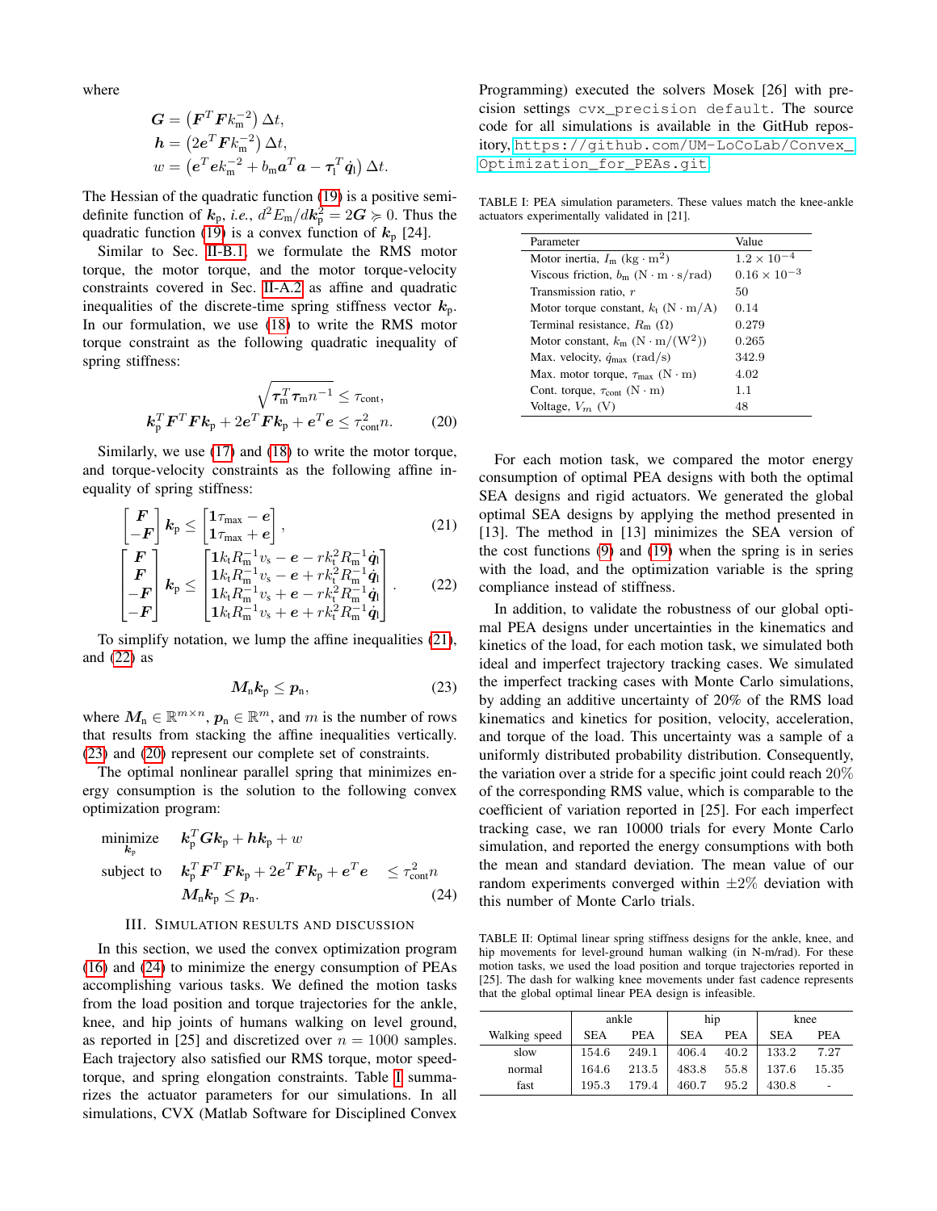where

$$\boldsymbol{G} = \left(\boldsymbol{F}^T\boldsymbol{F}k_{\text{m}}^{-2}\right)\Delta t,$$
$$\boldsymbol{h} = \left(2\boldsymbol{e}^T\boldsymbol{F}k_{\text{m}}^{-2}\right)\Delta t,$$
$$w = \left(\boldsymbol{e}^T\boldsymbol{e}k_{\text{m}}^{-2} + b_{\text{m}}\boldsymbol{a}^T\boldsymbol{a} - \boldsymbol{\tau}_{\text{l}}^T\dot{\boldsymbol{q}}_{\text{l}}\right)\Delta t.$$

The Hessian of the quadratic function (19) is a positive semi-definite function of $\boldsymbol{k}_{\text{p}}$, *i.e.*, $d^2E_{\text{m}}/d\boldsymbol{k}_{\text{p}}^2 = 2\boldsymbol{G} \succcurlyeq 0$. Thus the quadratic function (19) is a convex function of $\boldsymbol{k}_{\text{p}}$ [24].

Similar to Sec. II-B.1, we formulate the RMS motor torque, the motor torque, and the motor torque-velocity constraints covered in Sec. II-A.2 as affine and quadratic inequalities of the discrete-time spring stiffness vector $\boldsymbol{k}_{\text{p}}$. In our formulation, we use (18) to write the RMS motor torque constraint as the following quadratic inequality of spring stiffness:

$$\sqrt{\boldsymbol{\tau}_{\text{m}}^T\boldsymbol{\tau}_{\text{m}}n^{-1}} \leq \tau_{\text{cont}},$$
$$\boldsymbol{k}_{\text{p}}^T\boldsymbol{F}^T\boldsymbol{F}\boldsymbol{k}_{\text{p}} + 2\boldsymbol{e}^T\boldsymbol{F}\boldsymbol{k}_{\text{p}} + \boldsymbol{e}^T\boldsymbol{e} \leq \tau_{\text{cont}}^2 n. \tag{20}$$

Similarly, we use (17) and (18) to write the motor torque, and torque-velocity constraints as the following affine inequality of spring stiffness:

$$\begin{bmatrix}\boldsymbol{F}\\-\boldsymbol{F}\end{bmatrix}\boldsymbol{k}_{\text{p}} \leq \begin{bmatrix}\mathbf{1}\tau_{\max} - \boldsymbol{e}\\ \mathbf{1}\tau_{\max} + \boldsymbol{e}\end{bmatrix}, \tag{21}$$

$$\begin{bmatrix}\boldsymbol{F}\\\boldsymbol{F}\\-\boldsymbol{F}\\-\boldsymbol{F}\end{bmatrix}\boldsymbol{k}_{\text{p}} \leq \begin{bmatrix}\mathbf{1}k_{\text{t}}R_{\text{m}}^{-1}v_{\text{s}} - \boldsymbol{e} - rk_{\text{t}}^2R_{\text{m}}^{-1}\dot{\boldsymbol{q}}_{\text{l}}\\ \mathbf{1}k_{\text{t}}R_{\text{m}}^{-1}v_{\text{s}} - \boldsymbol{e} + rk_{\text{t}}^2R_{\text{m}}^{-1}\dot{\boldsymbol{q}}_{\text{l}}\\ \mathbf{1}k_{\text{t}}R_{\text{m}}^{-1}v_{\text{s}} + \boldsymbol{e} - rk_{\text{t}}^2R_{\text{m}}^{-1}\dot{\boldsymbol{q}}_{\text{l}}\\ \mathbf{1}k_{\text{t}}R_{\text{m}}^{-1}v_{\text{s}} + \boldsymbol{e} + rk_{\text{t}}^2R_{\text{m}}^{-1}\dot{\boldsymbol{q}}_{\text{l}}\end{bmatrix}. \tag{22}$$

To simplify notation, we lump the affine inequalities (21), and (22) as

$$\boldsymbol{M}_{\text{n}}\boldsymbol{k}_{\text{p}} \leq \boldsymbol{p}_{\text{n}}, \tag{23}$$

where $\boldsymbol{M}_{\text{n}} \in \mathbb{R}^{m\times n}$, $\boldsymbol{p}_{\text{n}} \in \mathbb{R}^m$, and $m$ is the number of rows that results from stacking the affine inequalities vertically. (23) and (20) represent our complete set of constraints.

The optimal nonlinear parallel spring that minimizes energy consumption is the solution to the following convex optimization program:

$$\begin{aligned}
\underset{\boldsymbol{k}_{\text{p}}}{\text{minimize}} \quad & \boldsymbol{k}_{\text{p}}^T\boldsymbol{G}\boldsymbol{k}_{\text{p}} + \boldsymbol{h}\boldsymbol{k}_{\text{p}} + w\\
\text{subject to} \quad & \boldsymbol{k}_{\text{p}}^T\boldsymbol{F}^T\boldsymbol{F}\boldsymbol{k}_{\text{p}} + 2\boldsymbol{e}^T\boldsymbol{F}\boldsymbol{k}_{\text{p}} + \boldsymbol{e}^T\boldsymbol{e} \quad \leq \tau_{\text{cont}}^2 n\\
& \boldsymbol{M}_{\text{n}}\boldsymbol{k}_{\text{p}} \leq \boldsymbol{p}_{\text{n}}.
\end{aligned} \tag{24}$$

## III. Simulation Results and Discussion

In this section, we used the convex optimization program (16) and (24) to minimize the energy consumption of PEAs accomplishing various tasks. We defined the motion tasks from the load position and torque trajectories for the ankle, knee, and hip joints of humans walking on level ground, as reported in [25] and discretized over $n = 1000$ samples. Each trajectory also satisfied our RMS torque, motor speed-torque, and spring elongation constraints. Table I summarizes the actuator parameters for our simulations. In all simulations, CVX (Matlab Software for Disciplined Convex Programming) executed the solvers Mosek [26] with precision settings `cvx_precision default`. The source code for all simulations is available in the GitHub repository, https://github.com/UM-LoCoLab/Convex_Optimization_for_PEAs.git

TABLE I: PEA simulation parameters. These values match the knee-ankle actuators experimentally validated in [21].

| Parameter | Value |
|---|---|
| Motor inertia, $I_{\text{m}}$ $(\text{kg}\cdot\text{m}^2)$ | $1.2\times10^{-4}$ |
| Viscous friction, $b_{\text{m}}$ $(\text{N}\cdot\text{m}\cdot\text{s/rad})$ | $0.16\times10^{-3}$ |
| Transmission ratio, $r$ | 50 |
| Motor torque constant, $k_{\text{t}}$ $(\text{N}\cdot\text{m/A})$ | 0.14 |
| Terminal resistance, $R_{\text{m}}$ $(\Omega)$ | 0.279 |
| Motor constant, $k_{\text{m}}$ $(\text{N}\cdot\text{m}/(\text{W}^2))$ | 0.265 |
| Max. velocity, $\dot{q}_{\max}$ (rad/s) | 342.9 |
| Max. motor torque, $\tau_{\max}$ $(\text{N}\cdot\text{m})$ | 4.02 |
| Cont. torque, $\tau_{\text{cont}}$ $(\text{N}\cdot\text{m})$ | 1.1 |
| Voltage, $V_m$ (V) | 48 |

For each motion task, we compared the motor energy consumption of optimal PEA designs with both the optimal SEA designs and rigid actuators. We generated the global optimal SEA designs by applying the method presented in [13]. The method in [13] minimizes the SEA version of the cost functions (9) and (19) when the spring is in series with the load, and the optimization variable is the spring compliance instead of stiffness.

In addition, to validate the robustness of our global optimal PEA designs under uncertainties in the kinematics and kinetics of the load, for each motion task, we simulated both ideal and imperfect trajectory tracking cases. We simulated the imperfect tracking cases with Monte Carlo simulations, by adding an additive uncertainty of 20% of the RMS load kinematics and kinetics for position, velocity, acceleration, and torque of the load. This uncertainty was a sample of a uniformly distributed probability distribution. Consequently, the variation over a stride for a specific joint could reach 20% of the corresponding RMS value, which is comparable to the coefficient of variation reported in [25]. For each imperfect tracking case, we ran 10000 trials for every Monte Carlo simulation, and reported the energy consumptions with both the mean and standard deviation. The mean value of our random experiments converged within $\pm2\%$ deviation with this number of Monte Carlo trials.

TABLE II: Optimal linear spring stiffness designs for the ankle, knee, and hip movements for level-ground human walking (in N-m/rad). For these motion tasks, we used the load position and torque trajectories reported in [25]. The dash for walking knee movements under fast cadence represents that the global optimal linear PEA design is infeasible.

| | ankle | | hip | | knee | |
|---|---|---|---|---|---|---|
| Walking speed | SEA | PEA | SEA | PEA | SEA | PEA |
| slow | 154.6 | 249.1 | 406.4 | 40.2 | 133.2 | 7.27 |
| normal | 164.6 | 213.5 | 483.8 | 55.8 | 137.6 | 15.35 |
| fast | 195.3 | 179.4 | 460.7 | 95.2 | 430.8 | - |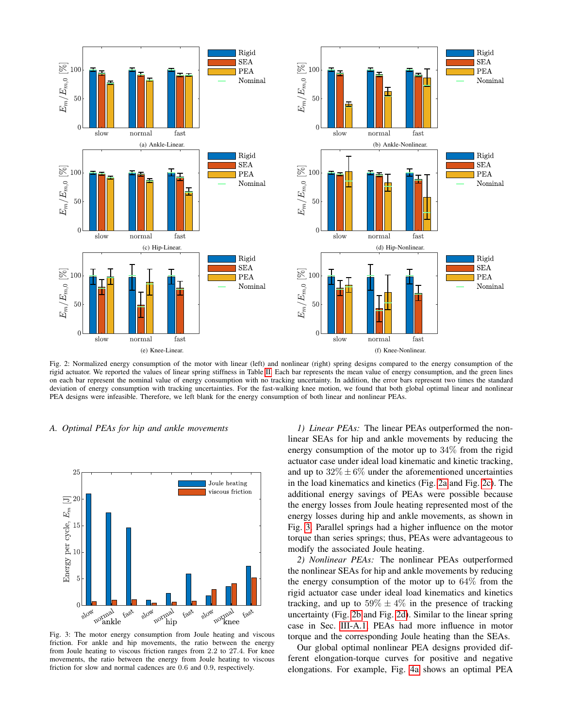Fig. 2: Normalized energy consumption of the motor with linear (left) and nonlinear (right) spring designs compared to the energy consumption of the rigid actuator. We reported the values of linear spring stiffness in Table II. Each bar represents the mean value of energy consumption, and the green lines on each bar represent the nominal value of energy consumption with no tracking uncertainty. In addition, the error bars represent two times the standard deviation of energy consumption with tracking uncertainties. For the fast-walking knee motion, we found that both global optimal linear and nonlinear PEA designs were infeasible. Therefore, we left blank for the energy consumption of both linear and nonlinear PEAs.

### A. Optimal PEAs for hip and ankle movements

Fig. 3: The motor energy consumption from Joule heating and viscous friction. For ankle and hip movements, the ratio between the energy from Joule heating to viscous friction ranges from 2.2 to 27.4. For knee movements, the ratio between the energy from Joule heating to viscous friction for slow and normal cadences are 0.6 and 0.9, respectively.

*1) Linear PEAs:* The linear PEAs outperformed the nonlinear SEAs for hip and ankle movements by reducing the energy consumption of the motor up to 34% from the rigid actuator case under ideal load kinematic and kinetic tracking, and up to $32\% \pm 6\%$ under the aforementioned uncertainties in the load kinematics and kinetics (Fig. 2a and Fig. 2c). The additional energy savings of PEAs were possible because the energy losses from Joule heating represented most of the energy losses during hip and ankle movements, as shown in Fig. 3. Parallel springs had a higher influence on the motor torque than series springs; thus, PEAs were advantageous to modify the associated Joule heating.

*2) Nonlinear PEAs:* The nonlinear PEAs outperformed the nonlinear SEAs for hip and ankle movements by reducing the energy consumption of the motor up to 64% from the rigid actuator case under ideal load kinematics and kinetics tracking, and up to $59\% \pm 4\%$ in the presence of tracking uncertainty (Fig. 2b and Fig. 2d). Similar to the linear spring case in Sec. III-A.1, PEAs had more influence in motor torque and the corresponding Joule heating than the SEAs.

Our global optimal nonlinear PEA designs provided different elongation-torque curves for positive and negative elongations. For example, Fig. 4a shows an optimal PEA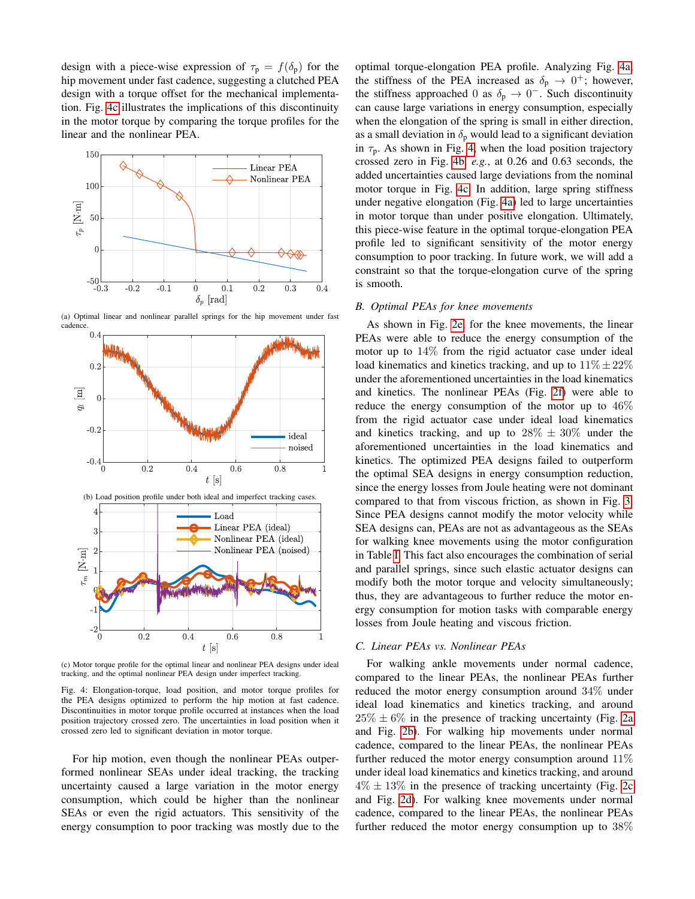design with a piece-wise expression of $\tau_p = f(\delta_p)$ for the hip movement under fast cadence, suggesting a clutched PEA design with a torque offset for the mechanical implementation. Fig. 4c illustrates the implications of this discontinuity in the motor torque by comparing the torque profiles for the linear and the nonlinear PEA.

(a) Optimal linear and nonlinear parallel springs for the hip movement under fast cadence.

(b) Load position profile under both ideal and imperfect tracking cases.

(c) Motor torque profile for the optimal linear and nonlinear PEA designs under ideal tracking, and the optimal nonlinear PEA design under imperfect tracking.

Fig. 4: Elongation-torque, load position, and motor torque profiles for the PEA designs optimized to perform the hip motion at fast cadence. Discontinuities in motor torque profile occurred at instances when the load position trajectory crossed zero. The uncertainties in load position when it crossed zero led to significant deviation in motor torque.

For hip motion, even though the nonlinear PEAs outperformed nonlinear SEAs under ideal tracking, the tracking uncertainty caused a large variation in the motor energy consumption, which could be higher than the nonlinear SEAs or even the rigid actuators. This sensitivity of the energy consumption to poor tracking was mostly due to the optimal torque-elongation PEA profile. Analyzing Fig. 4a, the stiffness of the PEA increased as $\delta_p \rightarrow 0^+$; however, the stiffness approached 0 as $\delta_p \rightarrow 0^-$. Such discontinuity can cause large variations in energy consumption, especially when the elongation of the spring is small in either direction, as a small deviation in $\delta_p$ would lead to a significant deviation in $\tau_p$. As shown in Fig. 4, when the load position trajectory crossed zero in Fig. 4b, *e.g.*, at 0.26 and 0.63 seconds, the added uncertainties caused large deviations from the nominal motor torque in Fig. 4c. In addition, large spring stiffness under negative elongation (Fig. 4a) led to large uncertainties in motor torque than under positive elongation. Ultimately, this piece-wise feature in the optimal torque-elongation PEA profile led to significant sensitivity of the motor energy consumption to poor tracking. In future work, we will add a constraint so that the torque-elongation curve of the spring is smooth.

### B. Optimal PEAs for knee movements

As shown in Fig. 2e, for the knee movements, the linear PEAs were able to reduce the energy consumption of the motor up to 14% from the rigid actuator case under ideal load kinematics and kinetics tracking, and up to $11\% \pm 22\%$ under the aforementioned uncertainties in the load kinematics and kinetics. The nonlinear PEAs (Fig. 2f) were able to reduce the energy consumption of the motor up to 46% from the rigid actuator case under ideal load kinematics and kinetics tracking, and up to $28\% \pm 30\%$ under the aforementioned uncertainties in the load kinematics and kinetics. The optimized PEA designs failed to outperform the optimal SEA designs in energy consumption reduction, since the energy losses from Joule heating were not dominant compared to that from viscous friction, as shown in Fig. 3. Since PEA designs cannot modify the motor velocity while SEA designs can, PEAs are not as advantageous as the SEAs for walking knee movements using the motor configuration in Table I. This fact also encourages the combination of serial and parallel springs, since such elastic actuator designs can modify both the motor torque and velocity simultaneously; thus, they are advantageous to further reduce the motor energy consumption for motion tasks with comparable energy losses from Joule heating and viscous friction.

### C. Linear PEAs vs. Nonlinear PEAs

For walking ankle movements under normal cadence, compared to the linear PEAs, the nonlinear PEAs further reduced the motor energy consumption around 34% under ideal load kinematics and kinetics tracking, and around $25\% \pm 6\%$ in the presence of tracking uncertainty (Fig. 2a and Fig. 2b). For walking hip movements under normal cadence, compared to the linear PEAs, the nonlinear PEAs further reduced the motor energy consumption around 11% under ideal load kinematics and kinetics tracking, and around $4\% \pm 13\%$ in the presence of tracking uncertainty (Fig. 2c and Fig. 2d). For walking knee movements under normal cadence, compared to the linear PEAs, the nonlinear PEAs further reduced the motor energy consumption up to 38%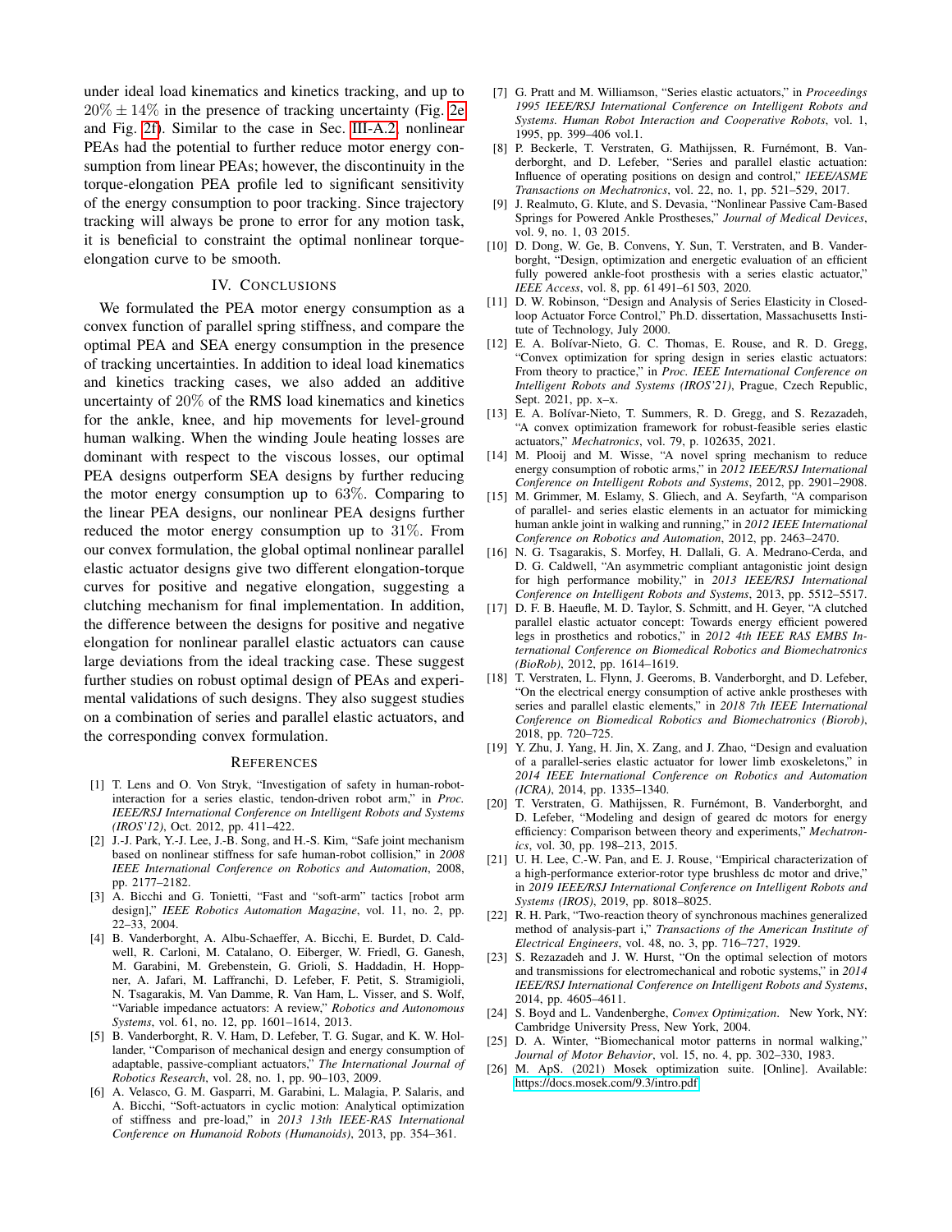under ideal load kinematics and kinetics tracking, and up to $20\% \pm 14\%$ in the presence of tracking uncertainty (Fig. 2e and Fig. 2f). Similar to the case in Sec. III-A.2, nonlinear PEAs had the potential to further reduce motor energy consumption from linear PEAs; however, the discontinuity in the torque-elongation PEA profile led to significant sensitivity of the energy consumption to poor tracking. Since trajectory tracking will always be prone to error for any motion task, it is beneficial to constraint the optimal nonlinear torque-elongation curve to be smooth.

## IV. Conclusions

We formulated the PEA motor energy consumption as a convex function of parallel spring stiffness, and compare the optimal PEA and SEA energy consumption in the presence of tracking uncertainties. In addition to ideal load kinematics and kinetics tracking cases, we also added an additive uncertainty of $20\%$ of the RMS load kinematics and kinetics for the ankle, knee, and hip movements for level-ground human walking. When the winding Joule heating losses are dominant with respect to the viscous losses, our optimal PEA designs outperform SEA designs by further reducing the motor energy consumption up to $63\%$. Comparing to the linear PEA designs, our nonlinear PEA designs further reduced the motor energy consumption up to $31\%$. From our convex formulation, the global optimal nonlinear parallel elastic actuator designs give two different elongation-torque curves for positive and negative elongation, suggesting a clutching mechanism for final implementation. In addition, the difference between the designs for positive and negative elongation for nonlinear parallel elastic actuators can cause large deviations from the ideal tracking case. These suggest further studies on robust optimal design of PEAs and experimental validations of such designs. They also suggest studies on a combination of series and parallel elastic actuators, and the corresponding convex formulation.

## References

[1] T. Lens and O. Von Stryk, "Investigation of safety in human-robot-interaction for a series elastic, tendon-driven robot arm," in *Proc. IEEE/RSJ International Conference on Intelligent Robots and Systems (IROS'12)*, Oct. 2012, pp. 411–422.

[2] J.-J. Park, Y.-J. Lee, J.-B. Song, and H.-S. Kim, "Safe joint mechanism based on nonlinear stiffness for safe human-robot collision," in *2008 IEEE International Conference on Robotics and Automation*, 2008, pp. 2177–2182.

[3] A. Bicchi and G. Tonietti, "Fast and "soft-arm" tactics [robot arm design]," *IEEE Robotics Automation Magazine*, vol. 11, no. 2, pp. 22–33, 2004.

[4] B. Vanderborght, A. Albu-Schaeffer, A. Bicchi, E. Burdet, D. Caldwell, R. Carloni, M. Catalano, O. Eiberger, W. Friedl, G. Ganesh, M. Garabini, M. Grebenstein, G. Grioli, S. Haddadin, H. Hoppner, A. Jafari, M. Laffranchi, D. Lefeber, F. Petit, S. Stramigioli, N. Tsagarakis, M. Van Damme, R. Van Ham, L. Visser, and S. Wolf, "Variable impedance actuators: A review," *Robotics and Autonomous Systems*, vol. 61, no. 12, pp. 1601–1614, 2013.

[5] B. Vanderborght, R. V. Ham, D. Lefeber, T. G. Sugar, and K. W. Hollander, "Comparison of mechanical design and energy consumption of adaptable, passive-compliant actuators," *The International Journal of Robotics Research*, vol. 28, no. 1, pp. 90–103, 2009.

[6] A. Velasco, G. M. Gasparri, M. Garabini, L. Malagia, P. Salaris, and A. Bicchi, "Soft-actuators in cyclic motion: Analytical optimization of stiffness and pre-load," in *2013 13th IEEE-RAS International Conference on Humanoid Robots (Humanoids)*, 2013, pp. 354–361.

[7] G. Pratt and M. Williamson, "Series elastic actuators," in *Proceedings 1995 IEEE/RSJ International Conference on Intelligent Robots and Systems. Human Robot Interaction and Cooperative Robots*, vol. 1, 1995, pp. 399–406 vol.1.

[8] P. Beckerle, T. Verstraten, G. Mathijssen, R. Furnémont, B. Vanderborght, and D. Lefeber, "Series and parallel elastic actuation: Influence of operating positions on design and control," *IEEE/ASME Transactions on Mechatronics*, vol. 22, no. 1, pp. 521–529, 2017.

[9] J. Realmuto, G. Klute, and S. Devasia, "Nonlinear Passive Cam-Based Springs for Powered Ankle Prostheses," *Journal of Medical Devices*, vol. 9, no. 1, 03 2015.

[10] D. Dong, W. Ge, B. Convens, Y. Sun, T. Verstraten, and B. Vanderborght, "Design, optimization and energetic evaluation of an efficient fully powered ankle-foot prosthesis with a series elastic actuator," *IEEE Access*, vol. 8, pp. 61 491–61 503, 2020.

[11] D. W. Robinson, "Design and Analysis of Series Elasticity in Closed-loop Actuator Force Control," Ph.D. dissertation, Massachusetts Institute of Technology, July 2000.

[12] E. A. Bolívar-Nieto, G. C. Thomas, E. Rouse, and R. D. Gregg, "Convex optimization for spring design in series elastic actuators: From theory to practice," in *Proc. IEEE International Conference on Intelligent Robots and Systems (IROS'21)*, Prague, Czech Republic, Sept. 2021, pp. x–x.

[13] E. A. Bolívar-Nieto, T. Summers, R. D. Gregg, and S. Rezazadeh, "A convex optimization framework for robust-feasible series elastic actuators," *Mechatronics*, vol. 79, p. 102635, 2021.

[14] M. Plooij and M. Wisse, "A novel spring mechanism to reduce energy consumption of robotic arms," in *2012 IEEE/RSJ International Conference on Intelligent Robots and Systems*, 2012, pp. 2901–2908.

[15] M. Grimmer, M. Eslamy, S. Gliech, and A. Seyfarth, "A comparison of parallel- and series elastic elements in an actuator for mimicking human ankle joint in walking and running," in *2012 IEEE International Conference on Robotics and Automation*, 2012, pp. 2463–2470.

[16] N. G. Tsagarakis, S. Morfey, H. Dallali, G. A. Medrano-Cerda, and D. G. Caldwell, "An asymmetric compliant antagonistic joint design for high performance mobility," in *2013 IEEE/RSJ International Conference on Intelligent Robots and Systems*, 2013, pp. 5512–5517.

[17] D. F. B. Haeufle, M. D. Taylor, S. Schmitt, and H. Geyer, "A clutched parallel elastic actuator concept: Towards energy efficient powered legs in prosthetics and robotics," in *2012 4th IEEE RAS EMBS International Conference on Biomedical Robotics and Biomechatronics (BioRob)*, 2012, pp. 1614–1619.

[18] T. Verstraten, L. Flynn, J. Geeroms, B. Vanderborght, and D. Lefeber, "On the electrical energy consumption of active ankle prostheses with series and parallel elastic elements," in *2018 7th IEEE International Conference on Biomedical Robotics and Biomechatronics (Biorob)*, 2018, pp. 720–725.

[19] Y. Zhu, J. Yang, H. Jin, X. Zang, and J. Zhao, "Design and evaluation of a parallel-series elastic actuator for lower limb exoskeletons," in *2014 IEEE International Conference on Robotics and Automation (ICRA)*, 2014, pp. 1335–1340.

[20] T. Verstraten, G. Mathijssen, R. Furnémont, B. Vanderborght, and D. Lefeber, "Modeling and design of geared dc motors for energy efficiency: Comparison between theory and experiments," *Mechatronics*, vol. 30, pp. 198–213, 2015.

[21] U. H. Lee, C.-W. Pan, and E. J. Rouse, "Empirical characterization of a high-performance exterior-rotor type brushless dc motor and drive," in *2019 IEEE/RSJ International Conference on Intelligent Robots and Systems (IROS)*, 2019, pp. 8018–8025.

[22] R. H. Park, "Two-reaction theory of synchronous machines generalized method of analysis-part i," *Transactions of the American Institute of Electrical Engineers*, vol. 48, no. 3, pp. 716–727, 1929.

[23] S. Rezazadeh and J. W. Hurst, "On the optimal selection of motors and transmissions for electromechanical and robotic systems," in *2014 IEEE/RSJ International Conference on Intelligent Robots and Systems*, 2014, pp. 4605–4611.

[24] S. Boyd and L. Vandenberghe, *Convex Optimization*. New York, NY: Cambridge University Press, New York, 2004.

[25] D. A. Winter, "Biomechanical motor patterns in normal walking," *Journal of Motor Behavior*, vol. 15, no. 4, pp. 302–330, 1983.

[26] M. ApS. (2021) Mosek optimization suite. [Online]. Available: https://docs.mosek.com/9.3/intro.pdf